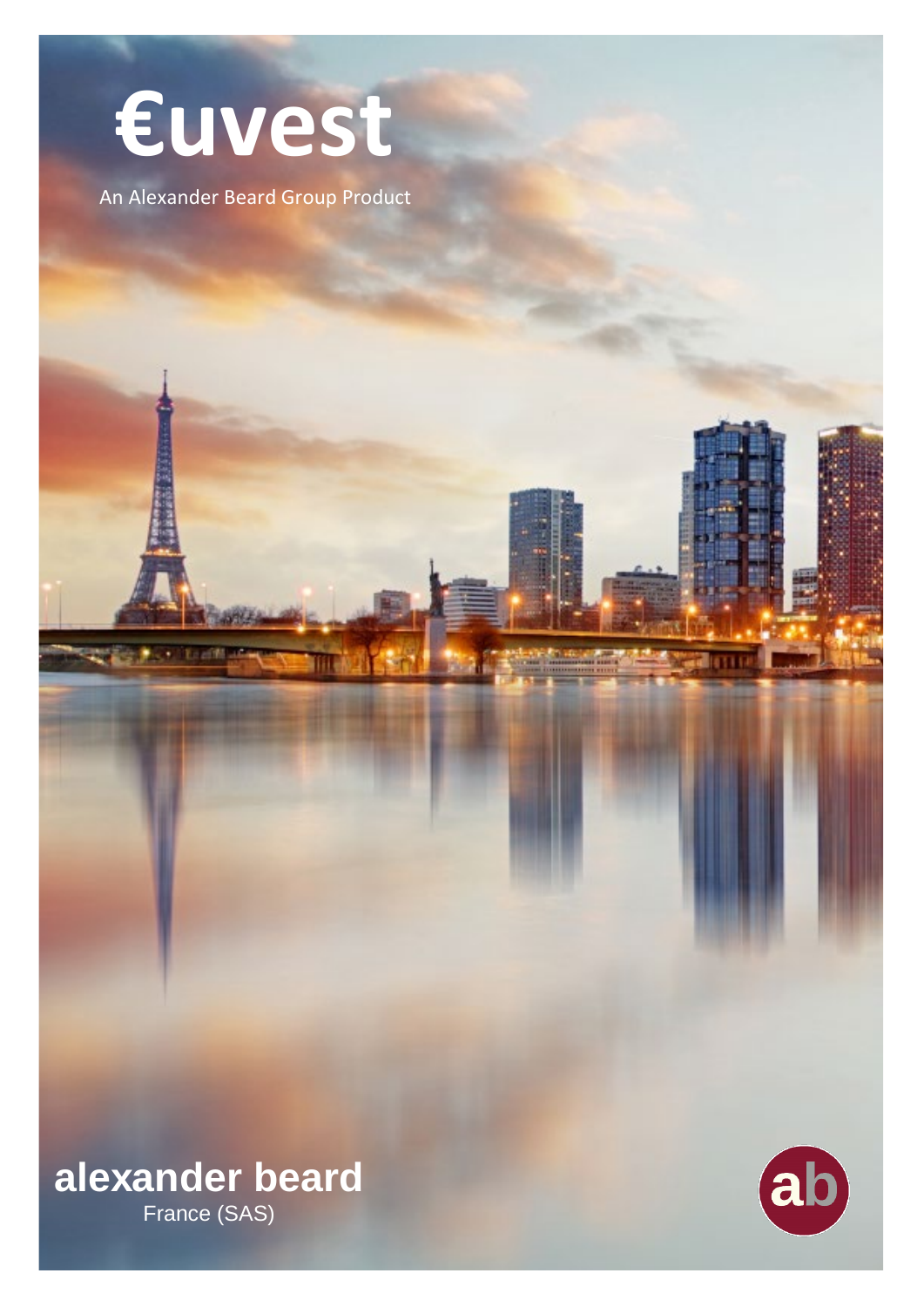# €uvest

An Alexander Beard Group Product

**alexander beard**

France (SAS)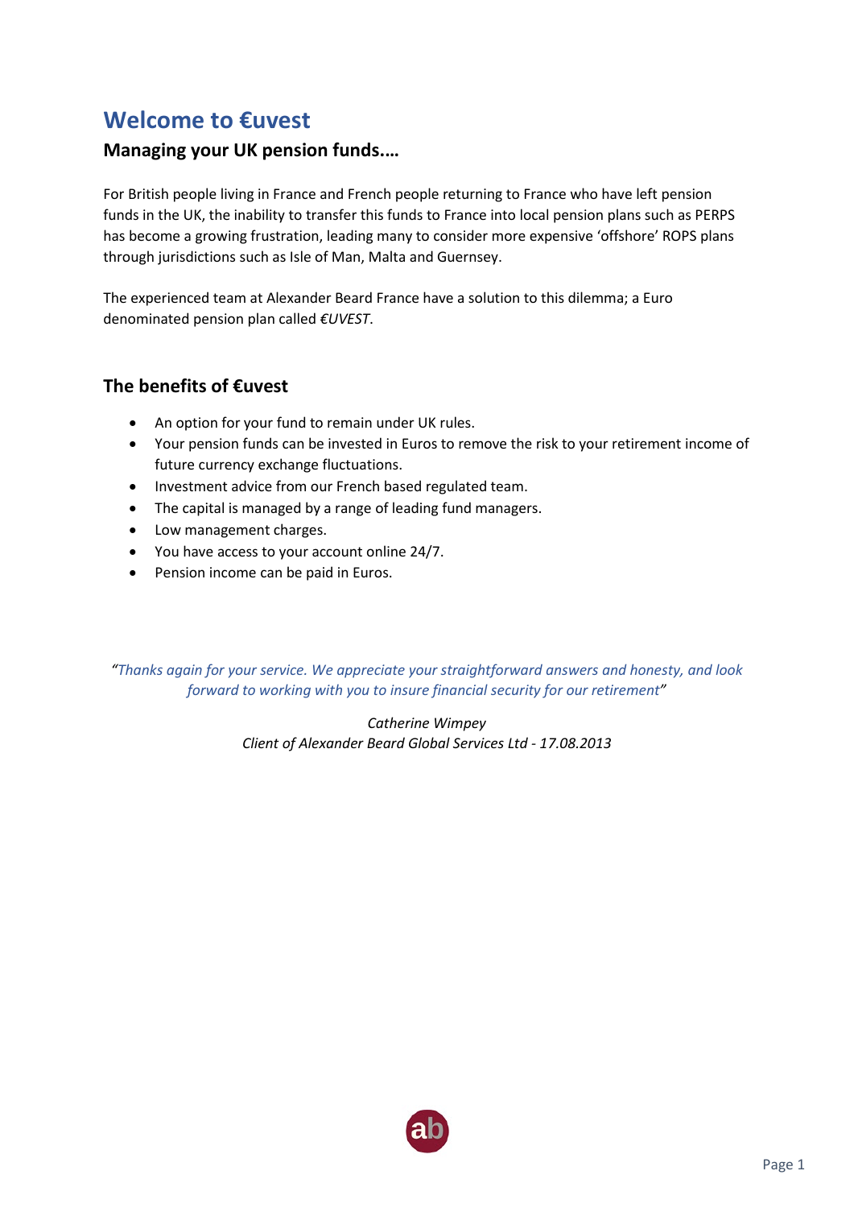# Welcome to €uvest

## Managing your UK pension funds….

For British people living in France and French people returning to France who have left pension funds in the UK, the inability to transfer this funds to France into local pension plans such as PERPS has become a growing frustration, leading many to consider more expensive 'offshore' ROPS plans through jurisdictions such as Isle of Man, Malta and Guernsey.

The experienced team at Alexander Beard France have a solution to this dilemma; a Euro denominated pension plan called *€UVEST*.

## The benefits of €uvest

- An option for your fund to remain under UK rules.
- Your pension funds can be invested in Euros to remove the risk to your retirement income of future currency exchange fluctuations.
- Investment advice from our French based regulated team.
- The capital is managed by a range of leading fund managers.
- Low management charges.
- You have access to your account online 24/7.
- Pension income can be paid in Euros.

*"Thanks again for your service. We appreciate your straightforward answers and honesty, and look forward to working with you to insure financial security for our retirement"*

*Catherine Wimpey*
*Client of Alexander Beard Global Services Ltd - 17.08.2013*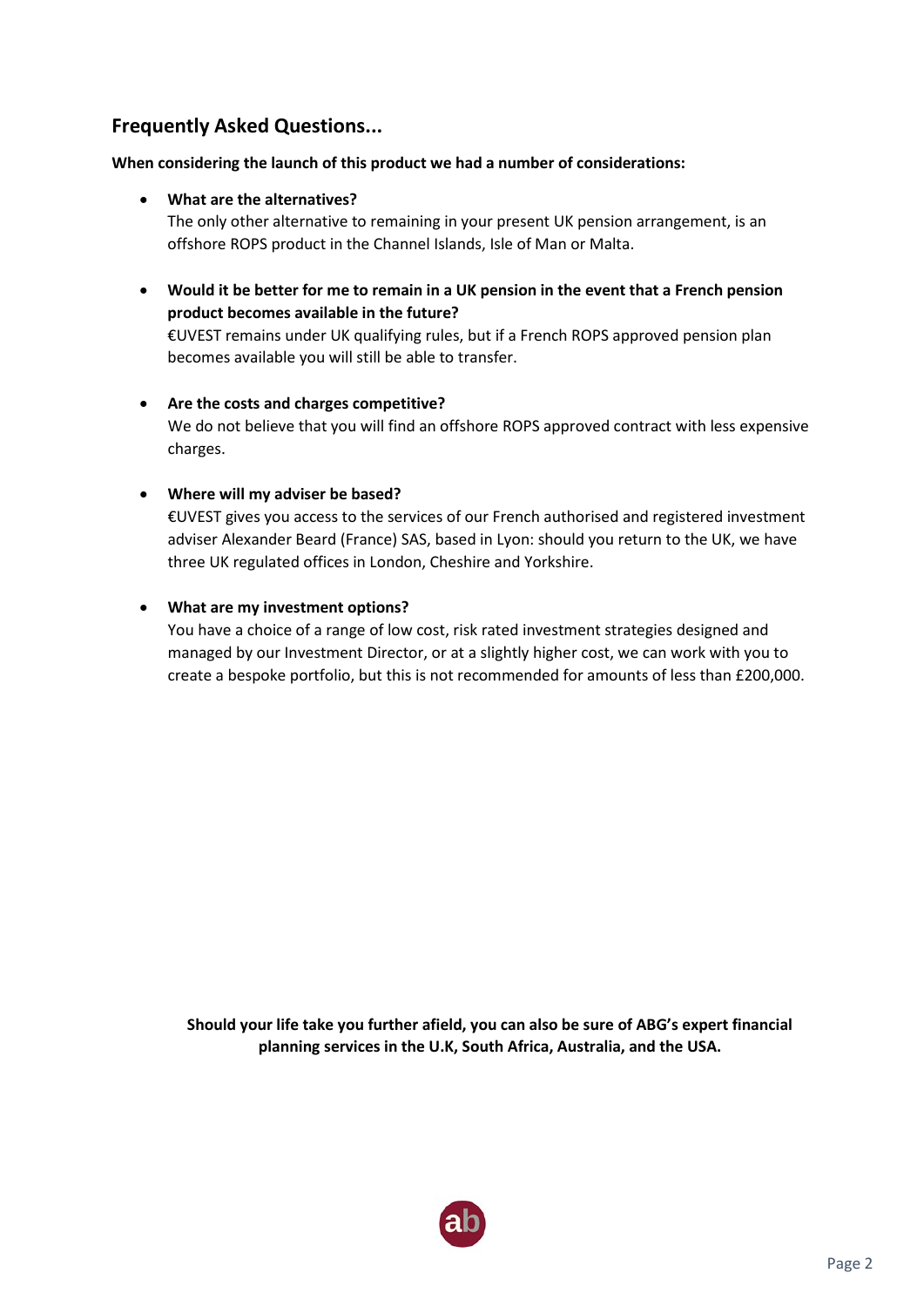## Frequently Asked Questions...

**When considering the launch of this product we had a number of considerations:**

- **What are the alternatives?**
  The only other alternative to remaining in your present UK pension arrangement, is an offshore ROPS product in the Channel Islands, Isle of Man or Malta.

- **Would it be better for me to remain in a UK pension in the event that a French pension product becomes available in the future?**
  €UVEST remains under UK qualifying rules, but if a French ROPS approved pension plan becomes available you will still be able to transfer.

- **Are the costs and charges competitive?**
  We do not believe that you will find an offshore ROPS approved contract with less expensive charges.

- **Where will my adviser be based?**
  €UVEST gives you access to the services of our French authorised and registered investment adviser Alexander Beard (France) SAS, based in Lyon: should you return to the UK, we have three UK regulated offices in London, Cheshire and Yorkshire.

- **What are my investment options?**
  You have a choice of a range of low cost, risk rated investment strategies designed and managed by our Investment Director, or at a slightly higher cost, we can work with you to create a bespoke portfolio, but this is not recommended for amounts of less than £200,000.

**Should your life take you further afield, you can also be sure of ABG's expert financial planning services in the U.K, South Africa, Australia, and the USA.**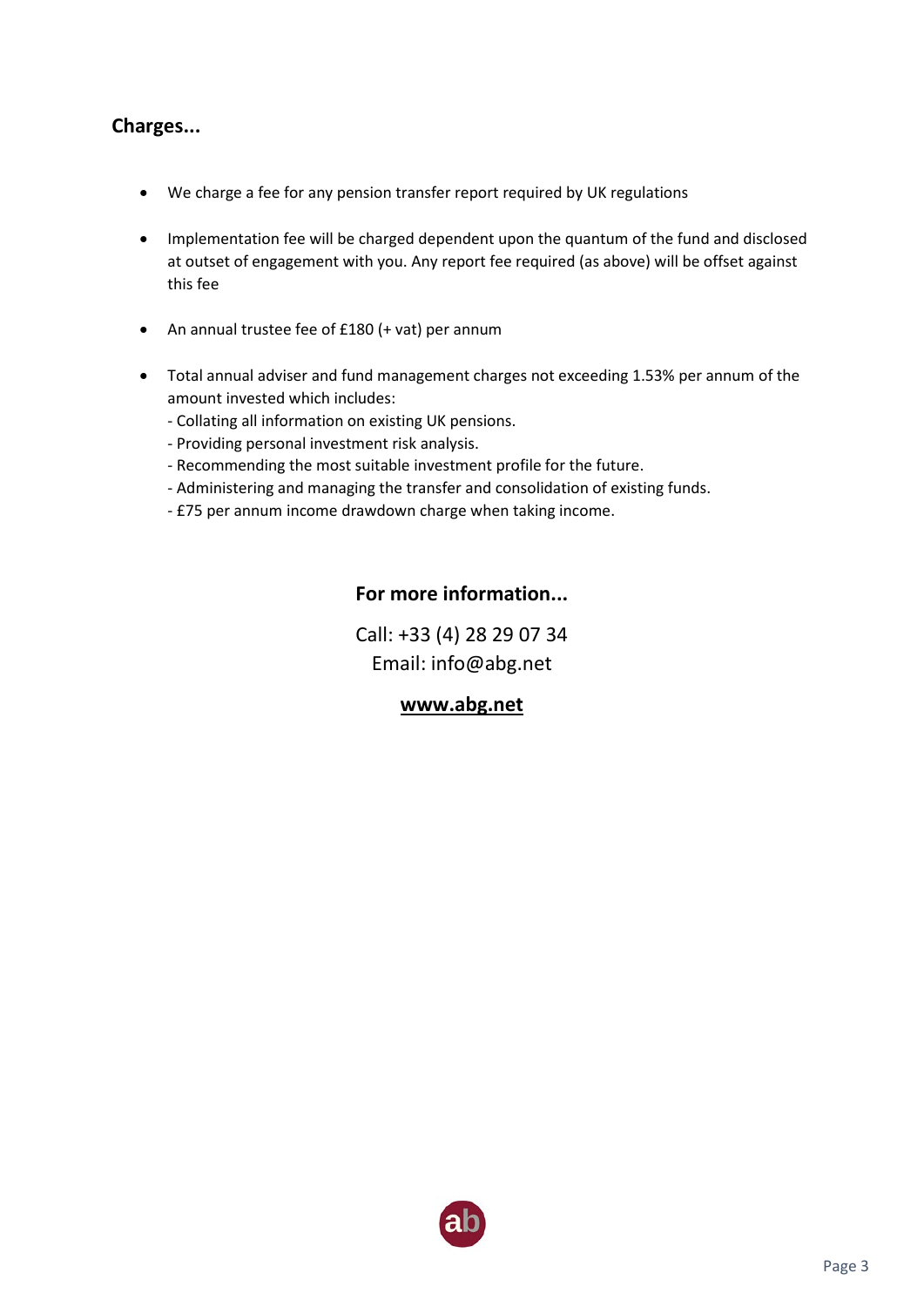## Charges...

- We charge a fee for any pension transfer report required by UK regulations
- Implementation fee will be charged dependent upon the quantum of the fund and disclosed at outset of engagement with you. Any report fee required (as above) will be offset against this fee
- An annual trustee fee of £180 (+ vat) per annum
- Total annual adviser and fund management charges not exceeding 1.53% per annum of the amount invested which includes:
  - Collating all information on existing UK pensions.
  - Providing personal investment risk analysis.
  - Recommending the most suitable investment profile for the future.
  - Administering and managing the transfer and consolidation of existing funds.
  - £75 per annum income drawdown charge when taking income.

**For more information...**

Call: +33 (4) 28 29 07 34
Email: info@abg.net

**www.abg.net**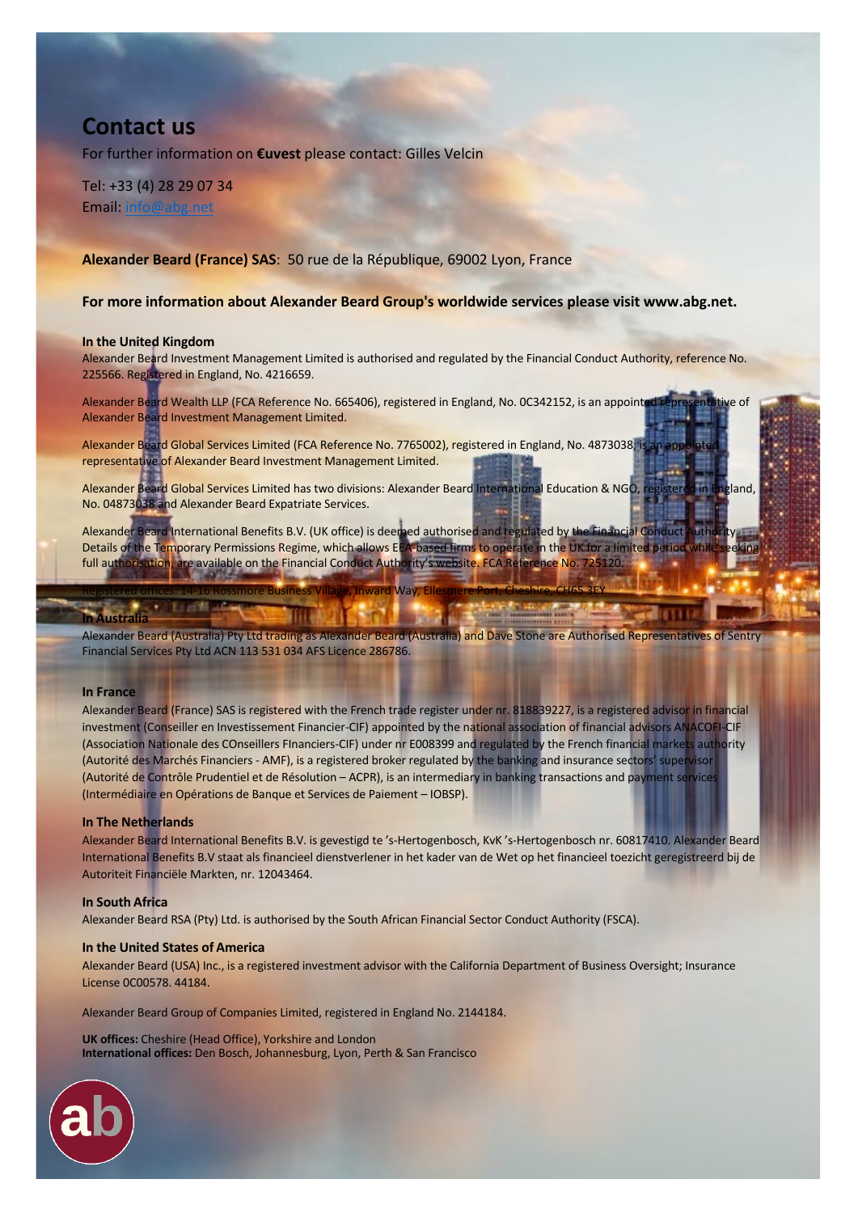# Contact us

For further information on **€uvest** please contact: Gilles Velcin

Tel: +33 (4) 28 29 07 34
Email: info@abg.net

**Alexander Beard (France) SAS**: 50 rue de la République, 69002 Lyon, France

**For more information about Alexander Beard Group's worldwide services please visit www.abg.net.**

### In the United Kingdom

Alexander Beard Investment Management Limited is authorised and regulated by the Financial Conduct Authority, reference No. 225566. Registered in England, No. 4216659.

Alexander Beard Wealth LLP (FCA Reference No. 665406), registered in England, No. 0C342152, is an appointed representative of Alexander Beard Investment Management Limited.

Alexander Beard Global Services Limited (FCA Reference No. 7765002), registered in England, No. 4873038, is an appointed representative of Alexander Beard Investment Management Limited.

Alexander Beard Global Services Limited has two divisions: Alexander Beard International Education & NGO, registered in England, No. 04873038 and Alexander Beard Expatriate Services.

Alexander Beard International Benefits B.V. (UK office) is deemed authorised and regulated by the Financial Conduct Authority. Details of the Temporary Permissions Regime, which allows EEA-based firms to operate in the UK for a limited period while seeking full authorisation, are available on the Financial Conduct Authority's website. FCA Reference No. 725120.

Registered offices: 14-16 Rossmore Business Village, Inward Way, Ellesmere Port, Cheshire, CH65 3EY

### In Australia

Alexander Beard (Australia) Pty Ltd trading as Alexander Beard (Australia) and Dave Stone are Authorised Representatives of Sentry Financial Services Pty Ltd ACN 113 531 034 AFS Licence 286786.

### In France

Alexander Beard (France) SAS is registered with the French trade register under nr. 818839227, is a registered advisor in financial investment (Conseiller en Investissement Financier-CIF) appointed by the national association of financial advisors ANACOFI-CIF (Association Nationale des COnseillers FInanciers-CIF) under nr E008399 and regulated by the French financial markets authority (Autorité des Marchés Financiers - AMF), is a registered broker regulated by the banking and insurance sectors' supervisor (Autorité de Contrôle Prudentiel et de Résolution – ACPR), is an intermediary in banking transactions and payment services (Intermédiaire en Opérations de Banque et Services de Paiement – IOBSP).

### In The Netherlands

Alexander Beard International Benefits B.V. is gevestigd te 's-Hertogenbosch, KvK 's-Hertogenbosch nr. 60817410. Alexander Beard International Benefits B.V staat als financieel dienstverlener in het kader van de Wet op het financieel toezicht geregistreerd bij de Autoriteit Financiële Markten, nr. 12043464.

### In South Africa

Alexander Beard RSA (Pty) Ltd. is authorised by the South African Financial Sector Conduct Authority (FSCA).

### In the United States of America

Alexander Beard (USA) Inc., is a registered investment advisor with the California Department of Business Oversight; Insurance License 0C00578. 44184.

Alexander Beard Group of Companies Limited, registered in England No. 2144184.

**UK offices:** Cheshire (Head Office), Yorkshire and London
**International offices:** Den Bosch, Johannesburg, Lyon, Perth & San Francisco